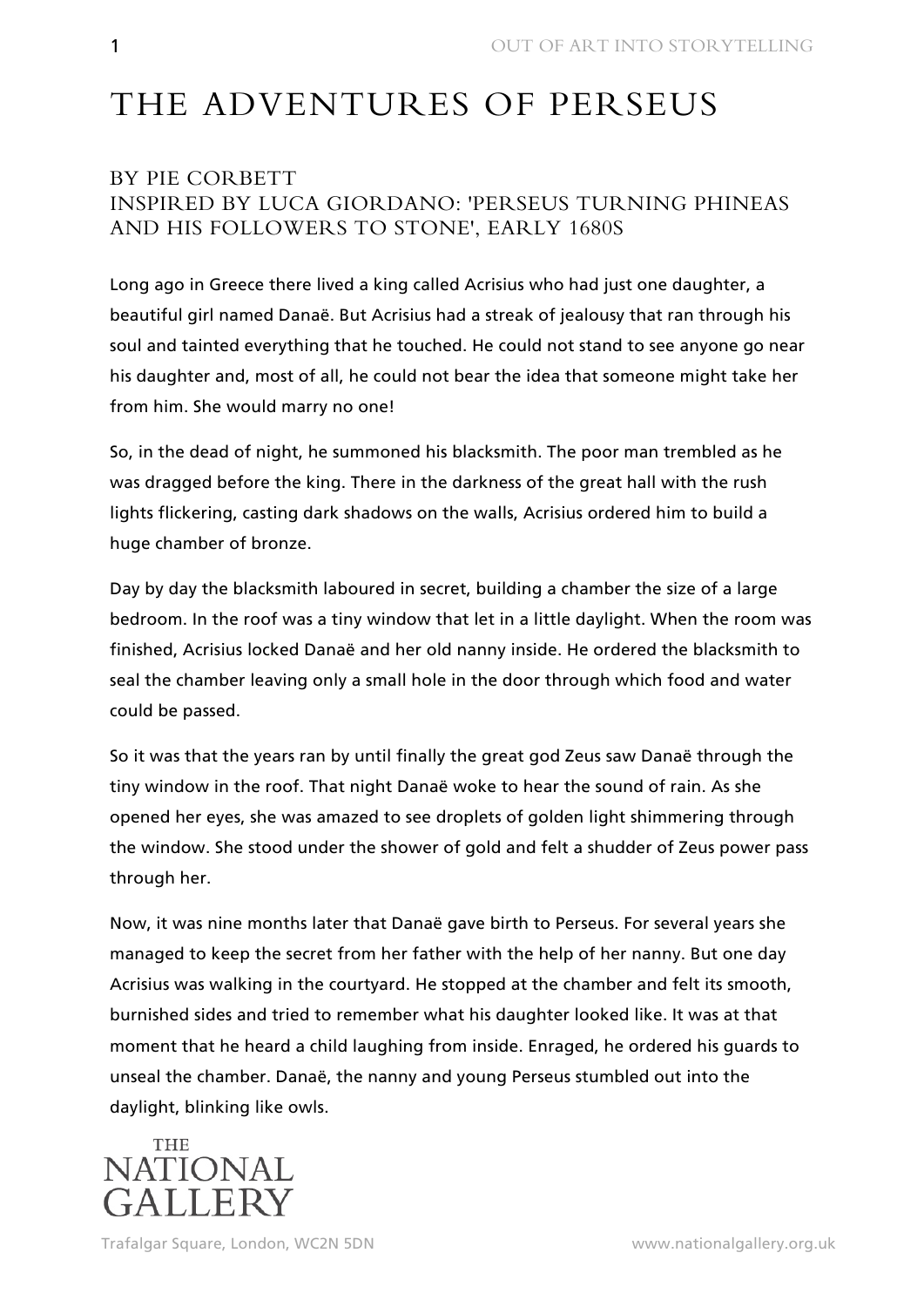# THE ADVENTURES OF PERSEUS

## BY PIE CORBETT
## INSPIRED BY LUCA GIORDANO: 'PERSEUS TURNING PHINEAS AND HIS FOLLOWERS TO STONE', EARLY 1680S

Long ago in Greece there lived a king called Acrisius who had just one daughter, a beautiful girl named Danaë. But Acrisius had a streak of jealousy that ran through his soul and tainted everything that he touched. He could not stand to see anyone go near his daughter and, most of all, he could not bear the idea that someone might take her from him. She would marry no one!

So, in the dead of night, he summoned his blacksmith. The poor man trembled as he was dragged before the king. There in the darkness of the great hall with the rush lights flickering, casting dark shadows on the walls, Acrisius ordered him to build a huge chamber of bronze.

Day by day the blacksmith laboured in secret, building a chamber the size of a large bedroom. In the roof was a tiny window that let in a little daylight. When the room was finished, Acrisius locked Danaë and her old nanny inside. He ordered the blacksmith to seal the chamber leaving only a small hole in the door through which food and water could be passed.

So it was that the years ran by until finally the great god Zeus saw Danaë through the tiny window in the roof. That night Danaë woke to hear the sound of rain. As she opened her eyes, she was amazed to see droplets of golden light shimmering through the window. She stood under the shower of gold and felt a shudder of Zeus power pass through her.

Now, it was nine months later that Danaë gave birth to Perseus. For several years she managed to keep the secret from her father with the help of her nanny. But one day Acrisius was walking in the courtyard. He stopped at the chamber and felt its smooth, burnished sides and tried to remember what his daughter looked like. It was at that moment that he heard a child laughing from inside. Enraged, he ordered his guards to unseal the chamber. Danaë, the nanny and young Perseus stumbled out into the daylight, blinking like owls.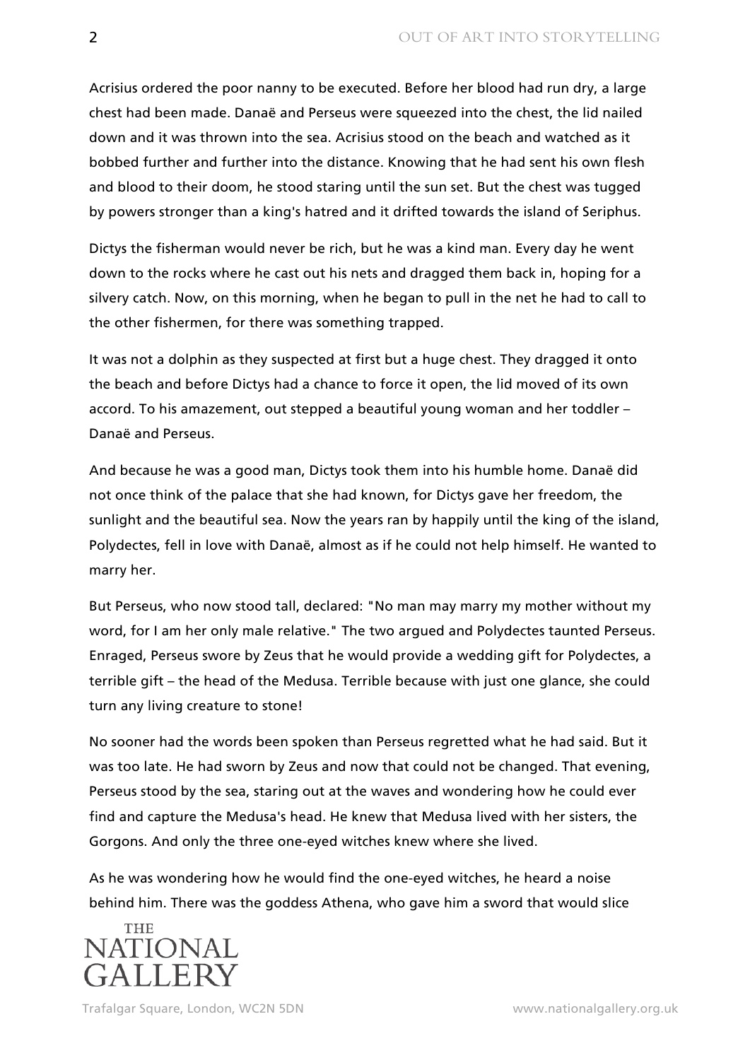Acrisius ordered the poor nanny to be executed. Before her blood had run dry, a large chest had been made. Danaë and Perseus were squeezed into the chest, the lid nailed down and it was thrown into the sea. Acrisius stood on the beach and watched as it bobbed further and further into the distance. Knowing that he had sent his own flesh and blood to their doom, he stood staring until the sun set. But the chest was tugged by powers stronger than a king's hatred and it drifted towards the island of Seriphus.

Dictys the fisherman would never be rich, but he was a kind man. Every day he went down to the rocks where he cast out his nets and dragged them back in, hoping for a silvery catch. Now, on this morning, when he began to pull in the net he had to call to the other fishermen, for there was something trapped.

It was not a dolphin as they suspected at first but a huge chest. They dragged it onto the beach and before Dictys had a chance to force it open, the lid moved of its own accord. To his amazement, out stepped a beautiful young woman and her toddler – Danaë and Perseus.

And because he was a good man, Dictys took them into his humble home. Danaë did not once think of the palace that she had known, for Dictys gave her freedom, the sunlight and the beautiful sea. Now the years ran by happily until the king of the island, Polydectes, fell in love with Danaë, almost as if he could not help himself. He wanted to marry her.

But Perseus, who now stood tall, declared: "No man may marry my mother without my word, for I am her only male relative." The two argued and Polydectes taunted Perseus. Enraged, Perseus swore by Zeus that he would provide a wedding gift for Polydectes, a terrible gift – the head of the Medusa. Terrible because with just one glance, she could turn any living creature to stone!

No sooner had the words been spoken than Perseus regretted what he had said. But it was too late. He had sworn by Zeus and now that could not be changed. That evening, Perseus stood by the sea, staring out at the waves and wondering how he could ever find and capture the Medusa's head. He knew that Medusa lived with her sisters, the Gorgons. And only the three one-eyed witches knew where she lived.

As he was wondering how he would find the one-eyed witches, he heard a noise behind him. There was the goddess Athena, who gave him a sword that would slice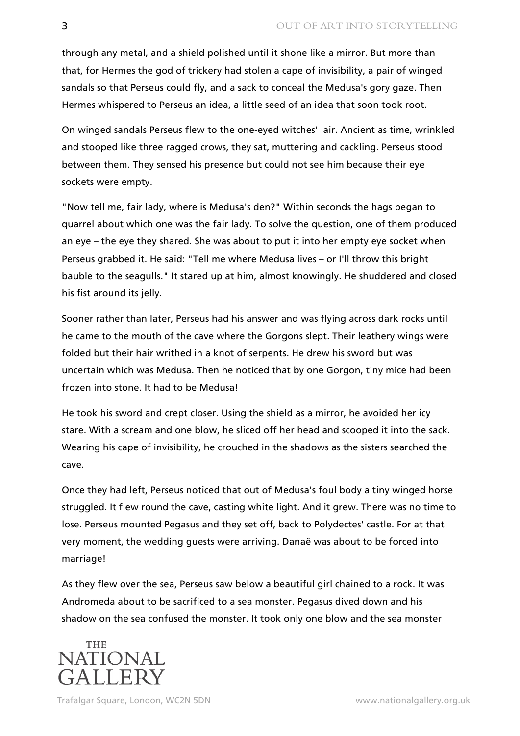through any metal, and a shield polished until it shone like a mirror. But more than that, for Hermes the god of trickery had stolen a cape of invisibility, a pair of winged sandals so that Perseus could fly, and a sack to conceal the Medusa's gory gaze. Then Hermes whispered to Perseus an idea, a little seed of an idea that soon took root.

On winged sandals Perseus flew to the one-eyed witches' lair. Ancient as time, wrinkled and stooped like three ragged crows, they sat, muttering and cackling. Perseus stood between them. They sensed his presence but could not see him because their eye sockets were empty.

"Now tell me, fair lady, where is Medusa's den?" Within seconds the hags began to quarrel about which one was the fair lady. To solve the question, one of them produced an eye – the eye they shared. She was about to put it into her empty eye socket when Perseus grabbed it. He said: "Tell me where Medusa lives – or I'll throw this bright bauble to the seagulls." It stared up at him, almost knowingly. He shuddered and closed his fist around its jelly.

Sooner rather than later, Perseus had his answer and was flying across dark rocks until he came to the mouth of the cave where the Gorgons slept. Their leathery wings were folded but their hair writhed in a knot of serpents. He drew his sword but was uncertain which was Medusa. Then he noticed that by one Gorgon, tiny mice had been frozen into stone. It had to be Medusa!

He took his sword and crept closer. Using the shield as a mirror, he avoided her icy stare. With a scream and one blow, he sliced off her head and scooped it into the sack. Wearing his cape of invisibility, he crouched in the shadows as the sisters searched the cave.

Once they had left, Perseus noticed that out of Medusa's foul body a tiny winged horse struggled. It flew round the cave, casting white light. And it grew. There was no time to lose. Perseus mounted Pegasus and they set off, back to Polydectes' castle. For at that very moment, the wedding guests were arriving. Danaë was about to be forced into marriage!

As they flew over the sea, Perseus saw below a beautiful girl chained to a rock. It was Andromeda about to be sacrificed to a sea monster. Pegasus dived down and his shadow on the sea confused the monster. It took only one blow and the sea monster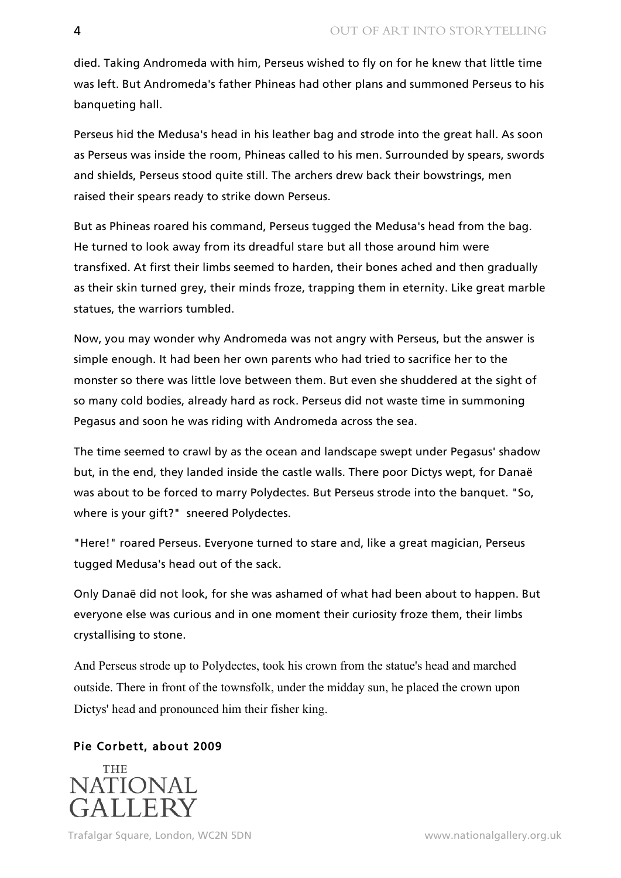died. Taking Andromeda with him, Perseus wished to fly on for he knew that little time was left. But Andromeda's father Phineas had other plans and summoned Perseus to his banqueting hall.

Perseus hid the Medusa's head in his leather bag and strode into the great hall. As soon as Perseus was inside the room, Phineas called to his men. Surrounded by spears, swords and shields, Perseus stood quite still. The archers drew back their bowstrings, men raised their spears ready to strike down Perseus.

But as Phineas roared his command, Perseus tugged the Medusa's head from the bag. He turned to look away from its dreadful stare but all those around him were transfixed. At first their limbs seemed to harden, their bones ached and then gradually as their skin turned grey, their minds froze, trapping them in eternity. Like great marble statues, the warriors tumbled.

Now, you may wonder why Andromeda was not angry with Perseus, but the answer is simple enough. It had been her own parents who had tried to sacrifice her to the monster so there was little love between them. But even she shuddered at the sight of so many cold bodies, already hard as rock. Perseus did not waste time in summoning Pegasus and soon he was riding with Andromeda across the sea.

The time seemed to crawl by as the ocean and landscape swept under Pegasus' shadow but, in the end, they landed inside the castle walls. There poor Dictys wept, for Danaë was about to be forced to marry Polydectes. But Perseus strode into the banquet. "So, where is your gift?" sneered Polydectes.

"Here!" roared Perseus. Everyone turned to stare and, like a great magician, Perseus tugged Medusa's head out of the sack.

Only Danaë did not look, for she was ashamed of what had been about to happen. But everyone else was curious and in one moment their curiosity froze them, their limbs crystallising to stone.

And Perseus strode up to Polydectes, took his crown from the statue's head and marched outside. There in front of the townsfolk, under the midday sun, he placed the crown upon Dictys' head and pronounced him their fisher king.

**Pie Corbett, about 2009**

THE NATIONAL GALLERY

Trafalgar Square, London, WC2N 5DN www.nationalgallery.org.uk